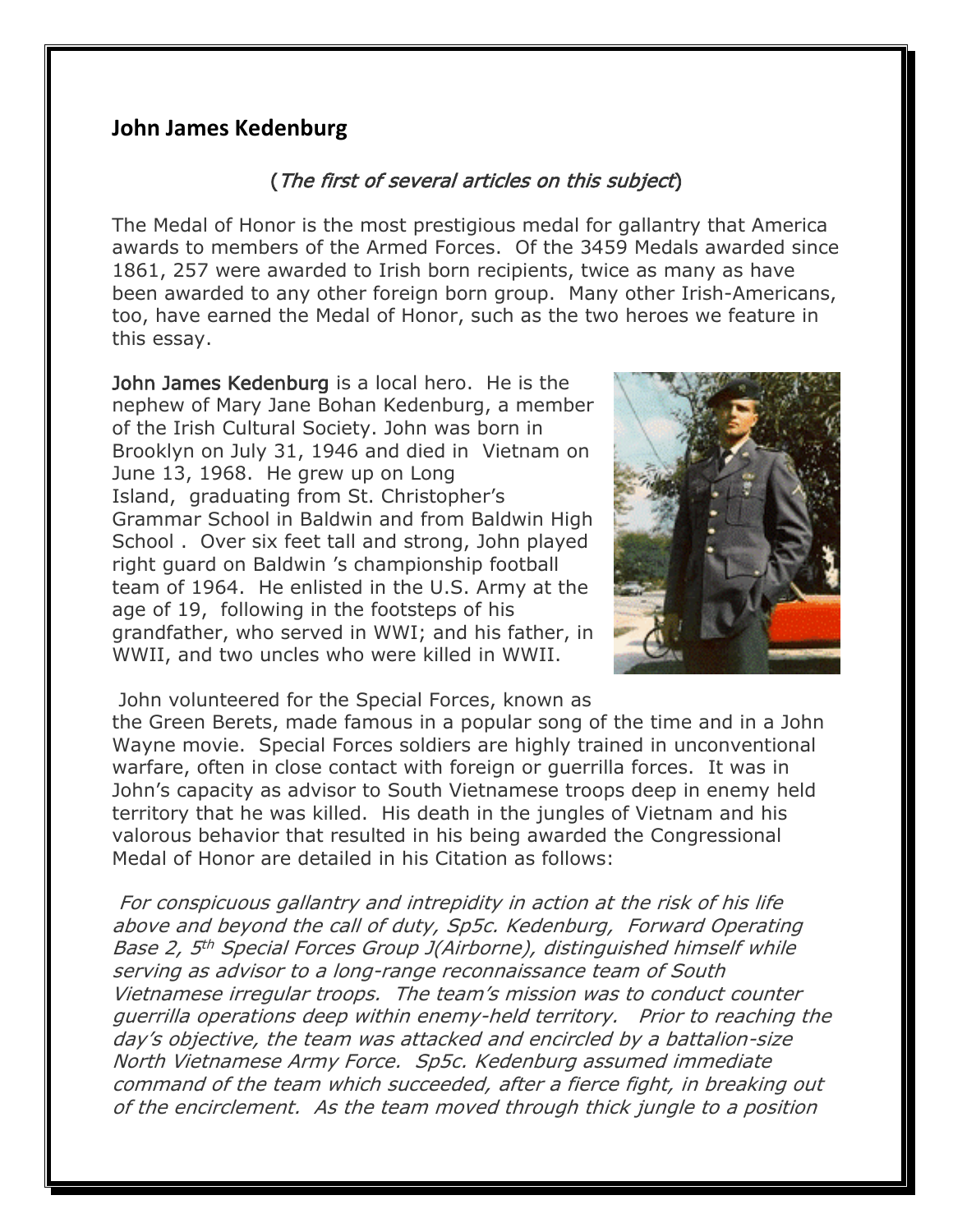## John James Kedenburg

(*The first of several articles on this subject*)

The Medal of Honor is the most prestigious medal for gallantry that America awards to members of the Armed Forces. Of the 3459 Medals awarded since 1861, 257 were awarded to Irish born recipients, twice as many as have been awarded to any other foreign born group. Many other Irish-Americans, too, have earned the Medal of Honor, such as the two heroes we feature in this essay.

John James Kedenburg is a local hero. He is the nephew of Mary Jane Bohan Kedenburg, a member of the Irish Cultural Society. John was born in Brooklyn on July 31, 1946 and died in Vietnam on June 13, 1968. He grew up on Long Island, graduating from St. Christopher's Grammar School in Baldwin and from Baldwin High School . Over six feet tall and strong, John played right guard on Baldwin 's championship football team of 1964. He enlisted in the U.S. Army at the age of 19, following in the footsteps of his grandfather, who served in WWI; and his father, in WWII, and two uncles who were killed in WWII.

John volunteered for the Special Forces, known as the Green Berets, made famous in a popular song of the time and in a John Wayne movie. Special Forces soldiers are highly trained in unconventional warfare, often in close contact with foreign or guerrilla forces. It was in John's capacity as advisor to South Vietnamese troops deep in enemy held territory that he was killed. His death in the jungles of Vietnam and his valorous behavior that resulted in his being awarded the Congressional Medal of Honor are detailed in his Citation as follows:

*For conspicuous gallantry and intrepidity in action at the risk of his life above and beyond the call of duty, Sp5c. Kedenburg, Forward Operating Base 2, 5th Special Forces Group J(Airborne), distinguished himself while serving as advisor to a long-range reconnaissance team of South Vietnamese irregular troops. The team's mission was to conduct counter guerrilla operations deep within enemy-held territory. Prior to reaching the day's objective, the team was attacked and encircled by a battalion-size North Vietnamese Army Force. Sp5c. Kedenburg assumed immediate command of the team which succeeded, after a fierce fight, in breaking out of the encirclement. As the team moved through thick jungle to a position*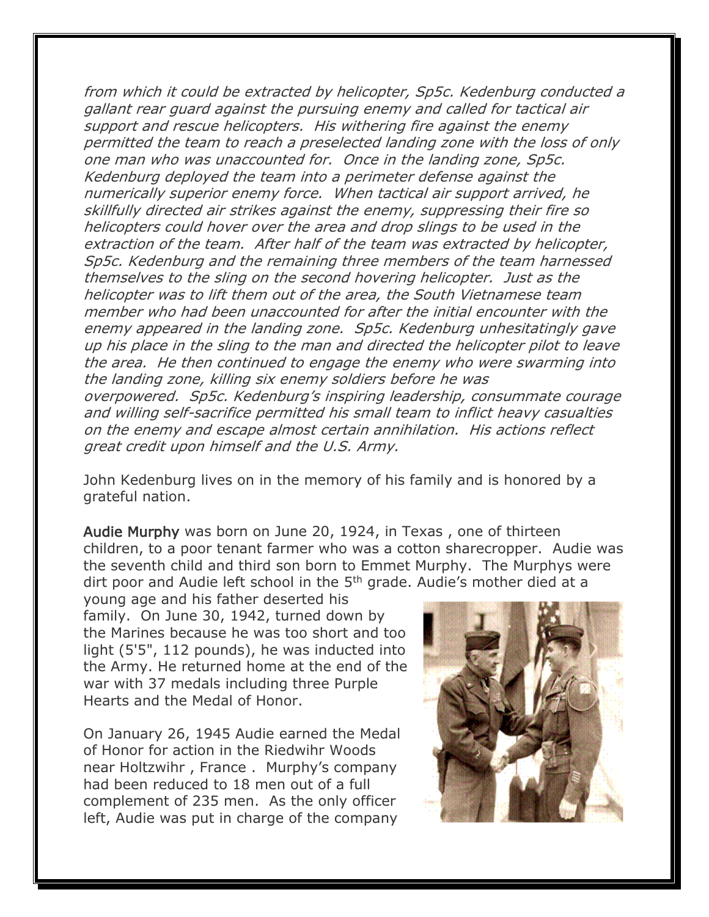*from which it could be extracted by helicopter, Sp5c. Kedenburg conducted a gallant rear guard against the pursuing enemy and called for tactical air support and rescue helicopters. His withering fire against the enemy permitted the team to reach a preselected landing zone with the loss of only one man who was unaccounted for. Once in the landing zone, Sp5c. Kedenburg deployed the team into a perimeter defense against the numerically superior enemy force. When tactical air support arrived, he skillfully directed air strikes against the enemy, suppressing their fire so helicopters could hover over the area and drop slings to be used in the extraction of the team. After half of the team was extracted by helicopter, Sp5c. Kedenburg and the remaining three members of the team harnessed themselves to the sling on the second hovering helicopter. Just as the helicopter was to lift them out of the area, the South Vietnamese team member who had been unaccounted for after the initial encounter with the enemy appeared in the landing zone. Sp5c. Kedenburg unhesitatingly gave up his place in the sling to the man and directed the helicopter pilot to leave the area. He then continued to engage the enemy who were swarming into the landing zone, killing six enemy soldiers before he was overpowered. Sp5c. Kedenburg's inspiring leadership, consummate courage and willing self-sacrifice permitted his small team to inflict heavy casualties on the enemy and escape almost certain annihilation. His actions reflect great credit upon himself and the U.S. Army.*

John Kedenburg lives on in the memory of his family and is honored by a grateful nation.

**Audie Murphy** was born on June 20, 1924, in Texas , one of thirteen children, to a poor tenant farmer who was a cotton sharecropper. Audie was the seventh child and third son born to Emmet Murphy. The Murphys were dirt poor and Audie left school in the 5th grade. Audie's mother died at a young age and his father deserted his family. On June 30, 1942, turned down by the Marines because he was too short and too light (5'5", 112 pounds), he was inducted into the Army. He returned home at the end of the war with 37 medals including three Purple Hearts and the Medal of Honor.

On January 26, 1945 Audie earned the Medal of Honor for action in the Riedwihr Woods near Holtzwihr , France . Murphy's company had been reduced to 18 men out of a full complement of 235 men. As the only officer left, Audie was put in charge of the company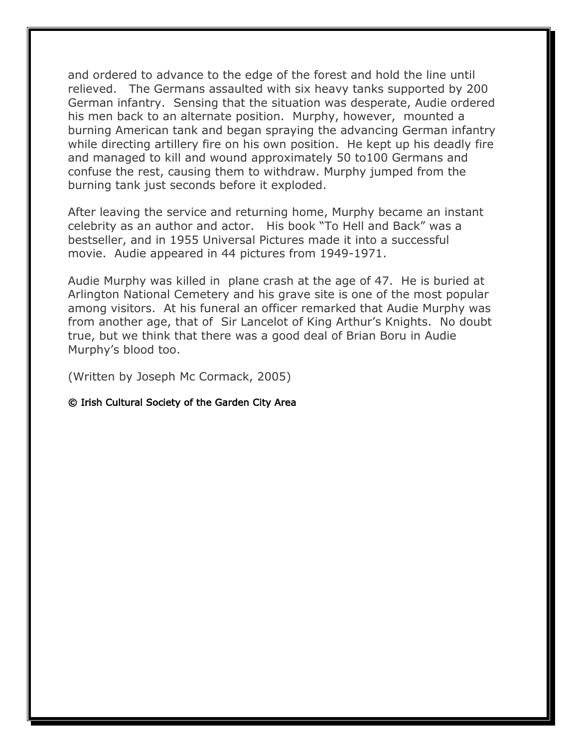and ordered to advance to the edge of the forest and hold the line until relieved. The Germans assaulted with six heavy tanks supported by 200 German infantry. Sensing that the situation was desperate, Audie ordered his men back to an alternate position. Murphy, however, mounted a burning American tank and began spraying the advancing German infantry while directing artillery fire on his own position. He kept up his deadly fire and managed to kill and wound approximately 50 to100 Germans and confuse the rest, causing them to withdraw. Murphy jumped from the burning tank just seconds before it exploded.

After leaving the service and returning home, Murphy became an instant celebrity as an author and actor. His book "To Hell and Back" was a bestseller, and in 1955 Universal Pictures made it into a successful movie. Audie appeared in 44 pictures from 1949-1971.

Audie Murphy was killed in plane crash at the age of 47. He is buried at Arlington National Cemetery and his grave site is one of the most popular among visitors. At his funeral an officer remarked that Audie Murphy was from another age, that of Sir Lancelot of King Arthur's Knights. No doubt true, but we think that there was a good deal of Brian Boru in Audie Murphy's blood too.

(Written by Joseph Mc Cormack, 2005)

© Irish Cultural Society of the Garden City Area